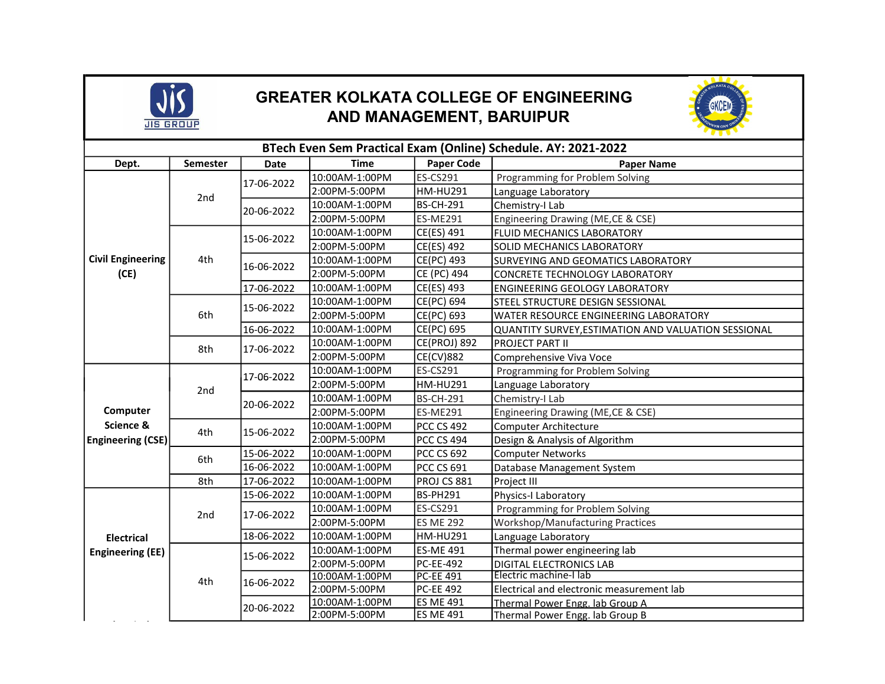# GREATER KOLKATA COLLEGE OF ENGINEERING AND MANAGEMENT, BARUIPUR

## BTech Even Sem Practical Exam (Online) Schedule. AY: 2021-2022

| Dept. | Semester | Date | Time | Paper Code | Paper Name |
|---|---|---|---|---|---|
| Civil Engineering (CE) | 2nd | 17-06-2022 | 10:00AM-1:00PM | ES-CS291 | Programming for Problem Solving |
| | | | 2:00PM-5:00PM | HM-HU291 | Language Laboratory |
| | | 20-06-2022 | 10:00AM-1:00PM | BS-CH-291 | Chemistry-I Lab |
| | | | 2:00PM-5:00PM | ES-ME291 | Engineering Drawing (ME,CE & CSE) |
| | 4th | 15-06-2022 | 10:00AM-1:00PM | CE(ES) 491 | FLUID MECHANICS LABORATORY |
| | | | 2:00PM-5:00PM | CE(ES) 492 | SOLID MECHANICS LABORATORY |
| | | 16-06-2022 | 10:00AM-1:00PM | CE(PC) 493 | SURVEYING AND GEOMATICS LABORATORY |
| | | | 2:00PM-5:00PM | CE (PC) 494 | CONCRETE TECHNOLOGY LABORATORY |
| | | 17-06-2022 | 10:00AM-1:00PM | CE(ES) 493 | ENGINEERING GEOLOGY LABORATORY |
| | 6th | 15-06-2022 | 10:00AM-1:00PM | CE(PC) 694 | STEEL STRUCTURE DESIGN SESSIONAL |
| | | | 2:00PM-5:00PM | CE(PC) 693 | WATER RESOURCE ENGINEERING LABORATORY |
| | | 16-06-2022 | 10:00AM-1:00PM | CE(PC) 695 | QUANTITY SURVEY,ESTIMATION AND VALUATION SESSIONAL |
| | 8th | 17-06-2022 | 10:00AM-1:00PM | CE(PROJ) 892 | PROJECT PART II |
| | | | 2:00PM-5:00PM | CE(CV)882 | Comprehensive Viva Voce |
| Computer Science & Engineering (CSE) | 2nd | 17-06-2022 | 10:00AM-1:00PM | ES-CS291 | Programming for Problem Solving |
| | | | 2:00PM-5:00PM | HM-HU291 | Language Laboratory |
| | | 20-06-2022 | 10:00AM-1:00PM | BS-CH-291 | Chemistry-I Lab |
| | | | 2:00PM-5:00PM | ES-ME291 | Engineering Drawing (ME,CE & CSE) |
| | 4th | 15-06-2022 | 10:00AM-1:00PM | PCC CS 492 | Computer Architecture |
| | | | 2:00PM-5:00PM | PCC CS 494 | Design & Analysis of Algorithm |
| | 6th | 15-06-2022 | 10:00AM-1:00PM | PCC CS 692 | Computer Networks |
| | | 16-06-2022 | 10:00AM-1:00PM | PCC CS 691 | Database Management System |
| | 8th | 17-06-2022 | 10:00AM-1:00PM | PROJ CS 881 | Project III |
| Electrical Engineering (EE) | 2nd | 15-06-2022 | 10:00AM-1:00PM | BS-PH291 | Physics-I Laboratory |
| | | 17-06-2022 | 10:00AM-1:00PM | ES-CS291 | Programming for Problem Solving |
| | | | 2:00PM-5:00PM | ES ME 292 | Workshop/Manufacturing Practices |
| | | 18-06-2022 | 10:00AM-1:00PM | HM-HU291 | Language Laboratory |
| | 4th | 15-06-2022 | 10:00AM-1:00PM | ES-ME 491 | Thermal power engineering lab |
| | | | 2:00PM-5:00PM | PC-EE-492 | DIGITAL ELECTRONICS LAB |
| | | 16-06-2022 | 10:00AM-1:00PM | PC-EE 491 | Electric machine-I lab |
| | | | 2:00PM-5:00PM | PC-EE 492 | Electrical and electronic measurement lab |
| | | 20-06-2022 | 10:00AM-1:00PM | ES ME 491 | Thermal Power Engg. lab Group A |
| | | | 2:00PM-5:00PM | ES ME 491 | Thermal Power Engg. lab Group B |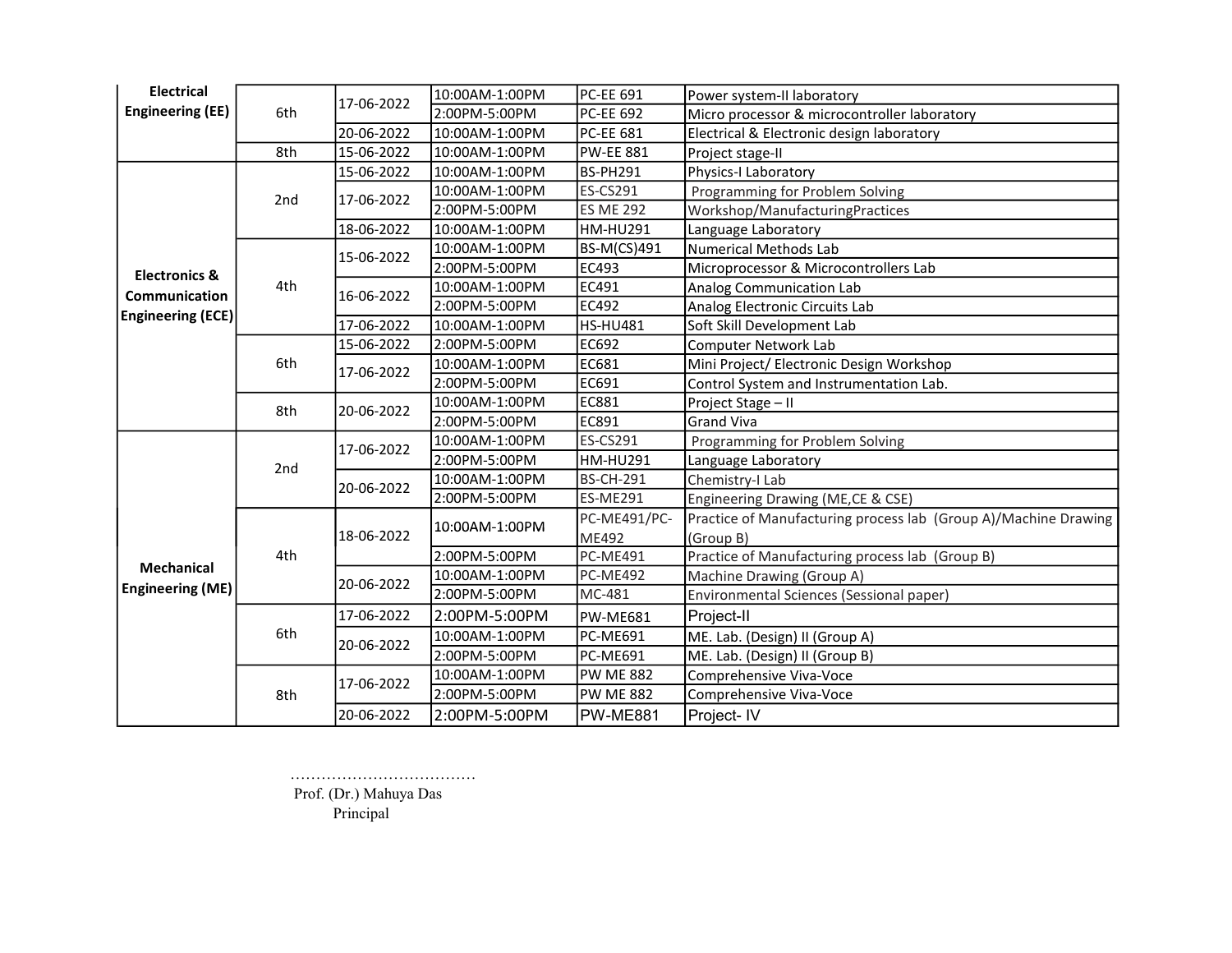| | | | | | |
|---|---|---|---|---|---|
| Electrical Engineering (EE) | 6th | 17-06-2022 | 10:00AM-1:00PM | PC-EE 691 | Power system-II laboratory |
| | | | 2:00PM-5:00PM | PC-EE 692 | Micro processor & microcontroller laboratory |
| | | 20-06-2022 | 10:00AM-1:00PM | PC-EE 681 | Electrical & Electronic design laboratory |
| | 8th | 15-06-2022 | 10:00AM-1:00PM | PW-EE 881 | Project stage-II |
| Electronics & Communication Engineering (ECE) | 2nd | 15-06-2022 | 10:00AM-1:00PM | BS-PH291 | Physics-I Laboratory |
| | | 17-06-2022 | 10:00AM-1:00PM | ES-CS291 | Programming for Problem Solving |
| | | | 2:00PM-5:00PM | ES ME 292 | Workshop/ManufacturingPractices |
| | | 18-06-2022 | 10:00AM-1:00PM | HM-HU291 | Language Laboratory |
| | 4th | 15-06-2022 | 10:00AM-1:00PM | BS-M(CS)491 | Numerical Methods Lab |
| | | | 2:00PM-5:00PM | EC493 | Microprocessor & Microcontrollers Lab |
| | | 16-06-2022 | 10:00AM-1:00PM | EC491 | Analog Communication Lab |
| | | | 2:00PM-5:00PM | EC492 | Analog Electronic Circuits Lab |
| | | 17-06-2022 | 10:00AM-1:00PM | HS-HU481 | Soft Skill Development Lab |
| | 6th | 15-06-2022 | 2:00PM-5:00PM | EC692 | Computer Network Lab |
| | | 17-06-2022 | 10:00AM-1:00PM | EC681 | Mini Project/ Electronic Design Workshop |
| | | | 2:00PM-5:00PM | EC691 | Control System and Instrumentation Lab. |
| | 8th | 20-06-2022 | 10:00AM-1:00PM | EC881 | Project Stage – II |
| | | | 2:00PM-5:00PM | EC891 | Grand Viva |
| Mechanical Engineering (ME) | 2nd | 17-06-2022 | 10:00AM-1:00PM | ES-CS291 | Programming for Problem Solving |
| | | | 2:00PM-5:00PM | HM-HU291 | Language Laboratory |
| | | 20-06-2022 | 10:00AM-1:00PM | BS-CH-291 | Chemistry-I Lab |
| | | | 2:00PM-5:00PM | ES-ME291 | Engineering Drawing (ME,CE & CSE) |
| | 4th | 18-06-2022 | 10:00AM-1:00PM | PC-ME491/PC-ME492 | Practice of Manufacturing process lab (Group A)/Machine Drawing (Group B) |
| | | | 2:00PM-5:00PM | PC-ME491 | Practice of Manufacturing process lab (Group B) |
| | | 20-06-2022 | 10:00AM-1:00PM | PC-ME492 | Machine Drawing (Group A) |
| | | | 2:00PM-5:00PM | MC-481 | Environmental Sciences (Sessional paper) |
| | 6th | 17-06-2022 | 2:00PM-5:00PM | PW-ME681 | Project-II |
| | | 20-06-2022 | 10:00AM-1:00PM | PC-ME691 | ME. Lab. (Design) II (Group A) |
| | | | 2:00PM-5:00PM | PC-ME691 | ME. Lab. (Design) II (Group B) |
| | 8th | 17-06-2022 | 10:00AM-1:00PM | PW ME 882 | Comprehensive Viva-Voce |
| | | | 2:00PM-5:00PM | PW ME 882 | Comprehensive Viva-Voce |
| | | 20-06-2022 | 2:00PM-5:00PM | PW-ME881 | Project- IV |

………………………………

Prof. (Dr.) Mahuya Das

Principal